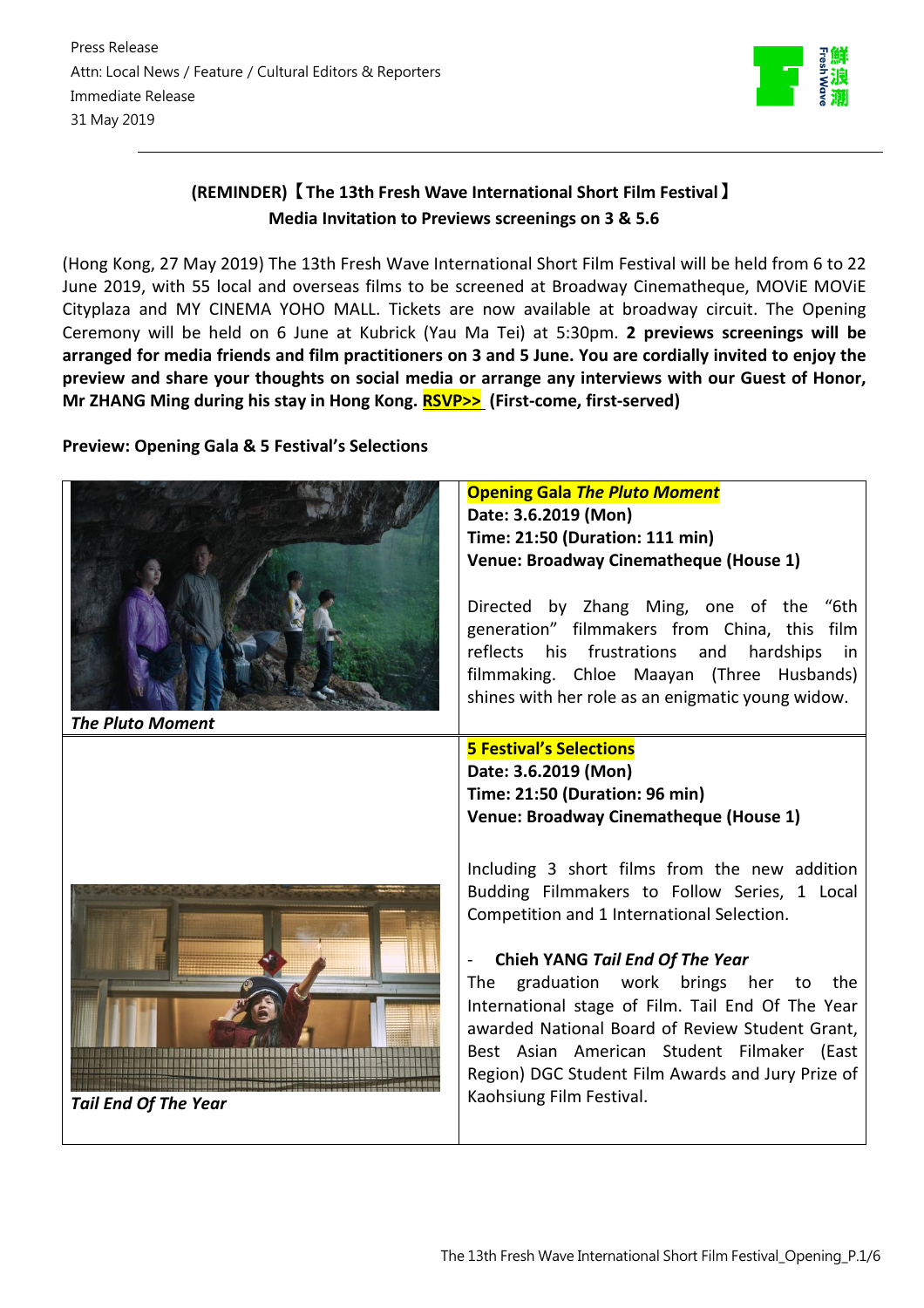Press Release
Attn: Local News / Feature / Cultural Editors & Reporters
Immediate Release
31 May 2019

**(REMINDER)【The 13th Fresh Wave International Short Film Festival】**
**Media Invitation to Previews screenings on 3 & 5.6**

(Hong Kong, 27 May 2019) The 13th Fresh Wave International Short Film Festival will be held from 6 to 22 June 2019, with 55 local and overseas films to be screened at Broadway Cinematheque, MOViE MOViE Cityplaza and MY CINEMA YOHO MALL. Tickets are now available at broadway circuit. The Opening Ceremony will be held on 6 June at Kubrick (Yau Ma Tei) at 5:30pm. **2 previews screenings will be arranged for media friends and film practitioners on 3 and 5 June. You are cordially invited to enjoy the preview and share your thoughts on social media or arrange any interviews with our Guest of Honor, Mr ZHANG Ming during his stay in Hong Kong. RSVP>> (First-come, first-served)**

**Preview: Opening Gala & 5 Festival's Selections**

| | |
|---|---|
| ***The Pluto Moment*** | **Opening Gala *The Pluto Moment***<br>**Date: 3.6.2019 (Mon)**<br>**Time: 21:50 (Duration: 111 min)**<br>**Venue: Broadway Cinematheque (House 1)**<br><br>Directed by Zhang Ming, one of the "6th generation" filmmakers from China, this film reflects his frustrations and hardships in filmmaking. Chloe Maayan (Three Husbands) shines with her role as an enigmatic young widow. |
| ***Tail End Of The Year*** | **5 Festival's Selections**<br>**Date: 3.6.2019 (Mon)**<br>**Time: 21:50 (Duration: 96 min)**<br>**Venue: Broadway Cinematheque (House 1)**<br><br>Including 3 short films from the new addition Budding Filmmakers to Follow Series, 1 Local Competition and 1 International Selection.<br><br>- **Chieh YANG *Tail End Of The Year***<br>The graduation work brings her to the International stage of Film. Tail End Of The Year awarded National Board of Review Student Grant, Best Asian American Student Filmaker (East Region) DGC Student Film Awards and Jury Prize of Kaohsiung Film Festival. |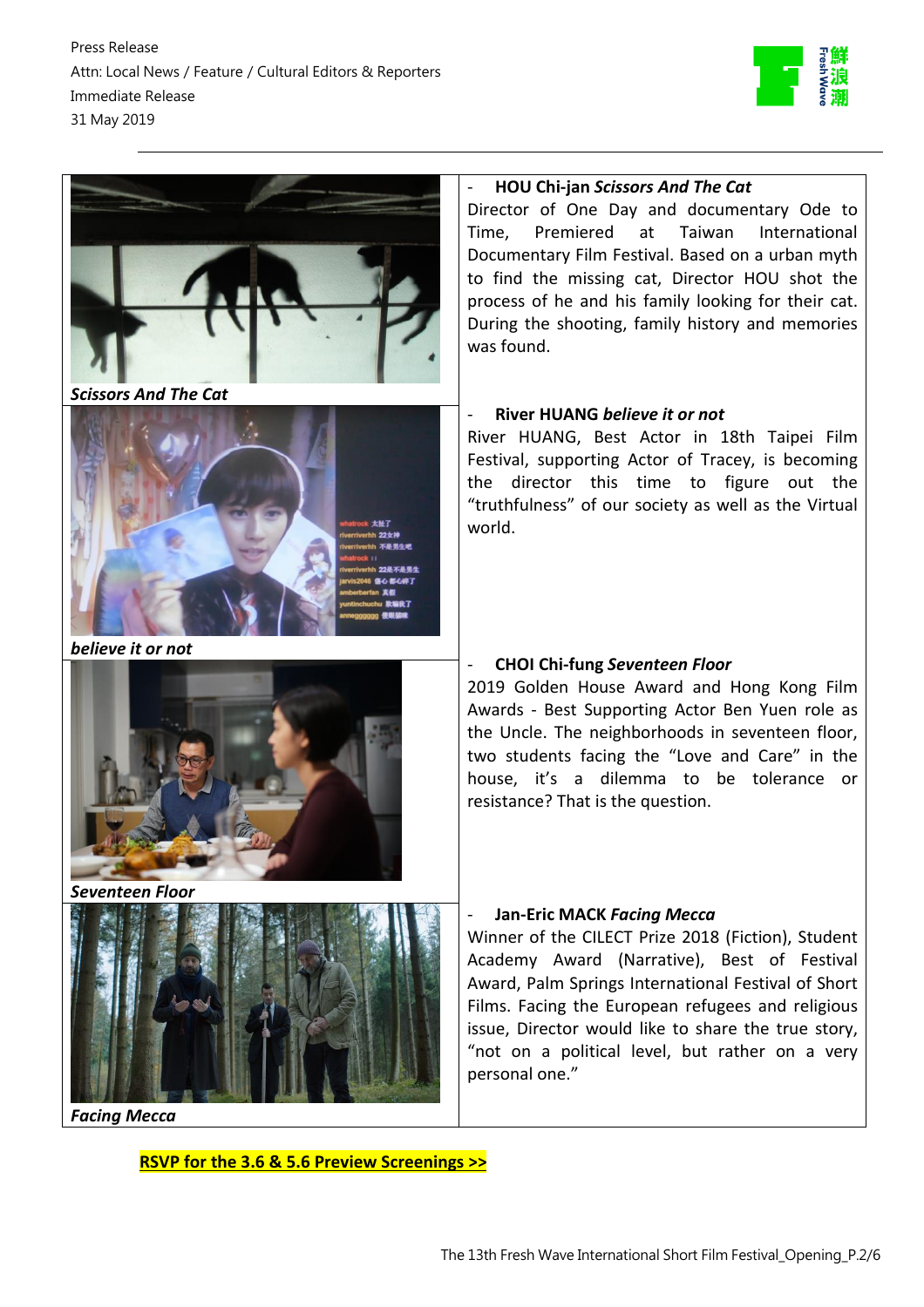Press Release
Attn: Local News / Feature / Cultural Editors & Reporters
Immediate Release
31 May 2019

*Scissors And The Cat*

- **HOU Chi-jan *Scissors And The Cat***

Director of One Day and documentary Ode to Time, Premiered at Taiwan International Documentary Film Festival. Based on a urban myth to find the missing cat, Director HOU shot the process of he and his family looking for their cat. During the shooting, family history and memories was found.

*believe it or not*

- **River HUANG *believe it or not***

River HUANG, Best Actor in 18th Taipei Film Festival, supporting Actor of Tracey, is becoming the director this time to figure out the "truthfulness" of our society as well as the Virtual world.

*Seventeen Floor*

- **CHOI Chi-fung *Seventeen Floor***

2019 Golden House Award and Hong Kong Film Awards - Best Supporting Actor Ben Yuen role as the Uncle. The neighborhoods in seventeen floor, two students facing the "Love and Care" in the house, it's a dilemma to be tolerance or resistance? That is the question.

*Facing Mecca*

- **Jan-Eric MACK *Facing Mecca***

Winner of the CILECT Prize 2018 (Fiction), Student Academy Award (Narrative), Best of Festival Award, Palm Springs International Festival of Short Films. Facing the European refugees and religious issue, Director would like to share the true story, "not on a political level, but rather on a very personal one."

**RSVP for the 3.6 & 5.6 Preview Screenings >>**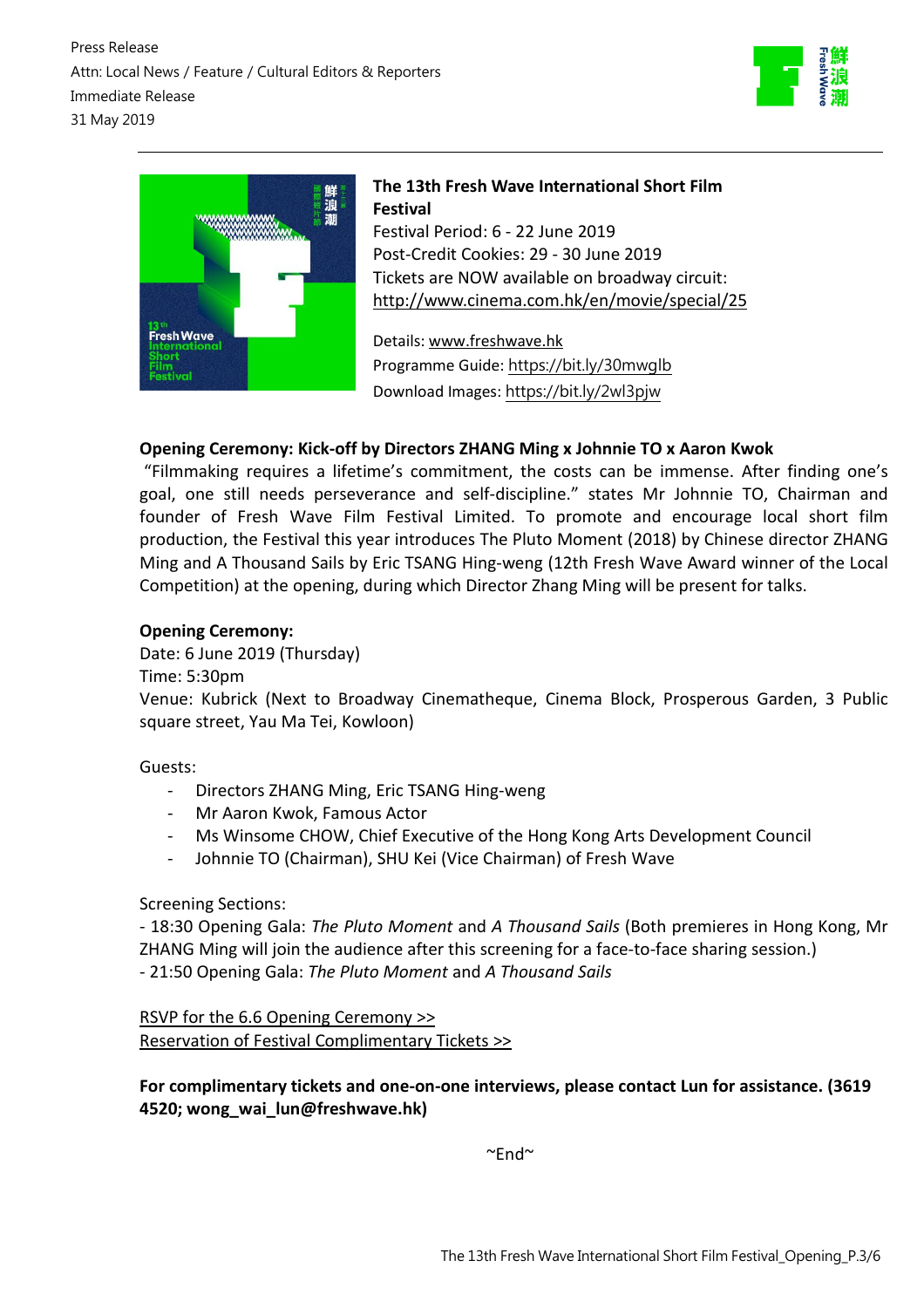Press Release
Attn: Local News / Feature / Cultural Editors & Reporters
Immediate Release
31 May 2019

---

**The 13th Fresh Wave International Short Film Festival**
Festival Period: 6 - 22 June 2019
Post-Credit Cookies: 29 - 30 June 2019
Tickets are NOW available on broadway circuit:
http://www.cinema.com.hk/en/movie/special/25

Details: www.freshwave.hk
Programme Guide: https://bit.ly/30mwglb
Download Images: https://bit.ly/2wl3pjw

**Opening Ceremony: Kick-off by Directors ZHANG Ming x Johnnie TO x Aaron Kwok**

"Filmmaking requires a lifetime's commitment, the costs can be immense. After finding one's goal, one still needs perseverance and self-discipline." states Mr Johnnie TO, Chairman and founder of Fresh Wave Film Festival Limited. To promote and encourage local short film production, the Festival this year introduces The Pluto Moment (2018) by Chinese director ZHANG Ming and A Thousand Sails by Eric TSANG Hing-weng (12th Fresh Wave Award winner of the Local Competition) at the opening, during which Director Zhang Ming will be present for talks.

**Opening Ceremony:**
Date: 6 June 2019 (Thursday)
Time: 5:30pm
Venue: Kubrick (Next to Broadway Cinematheque, Cinema Block, Prosperous Garden, 3 Public square street, Yau Ma Tei, Kowloon)

Guests:

- Directors ZHANG Ming, Eric TSANG Hing-weng
- Mr Aaron Kwok, Famous Actor
- Ms Winsome CHOW, Chief Executive of the Hong Kong Arts Development Council
- Johnnie TO (Chairman), SHU Kei (Vice Chairman) of Fresh Wave

Screening Sections:
- 18:30 Opening Gala: *The Pluto Moment* and *A Thousand Sails* (Both premieres in Hong Kong, Mr ZHANG Ming will join the audience after this screening for a face-to-face sharing session.)
- 21:50 Opening Gala: *The Pluto Moment* and *A Thousand Sails*

RSVP for the 6.6 Opening Ceremony >>
Reservation of Festival Complimentary Tickets >>

**For complimentary tickets and one-on-one interviews, please contact Lun for assistance. (3619 4520; wong_wai_lun@freshwave.hk)**

~End~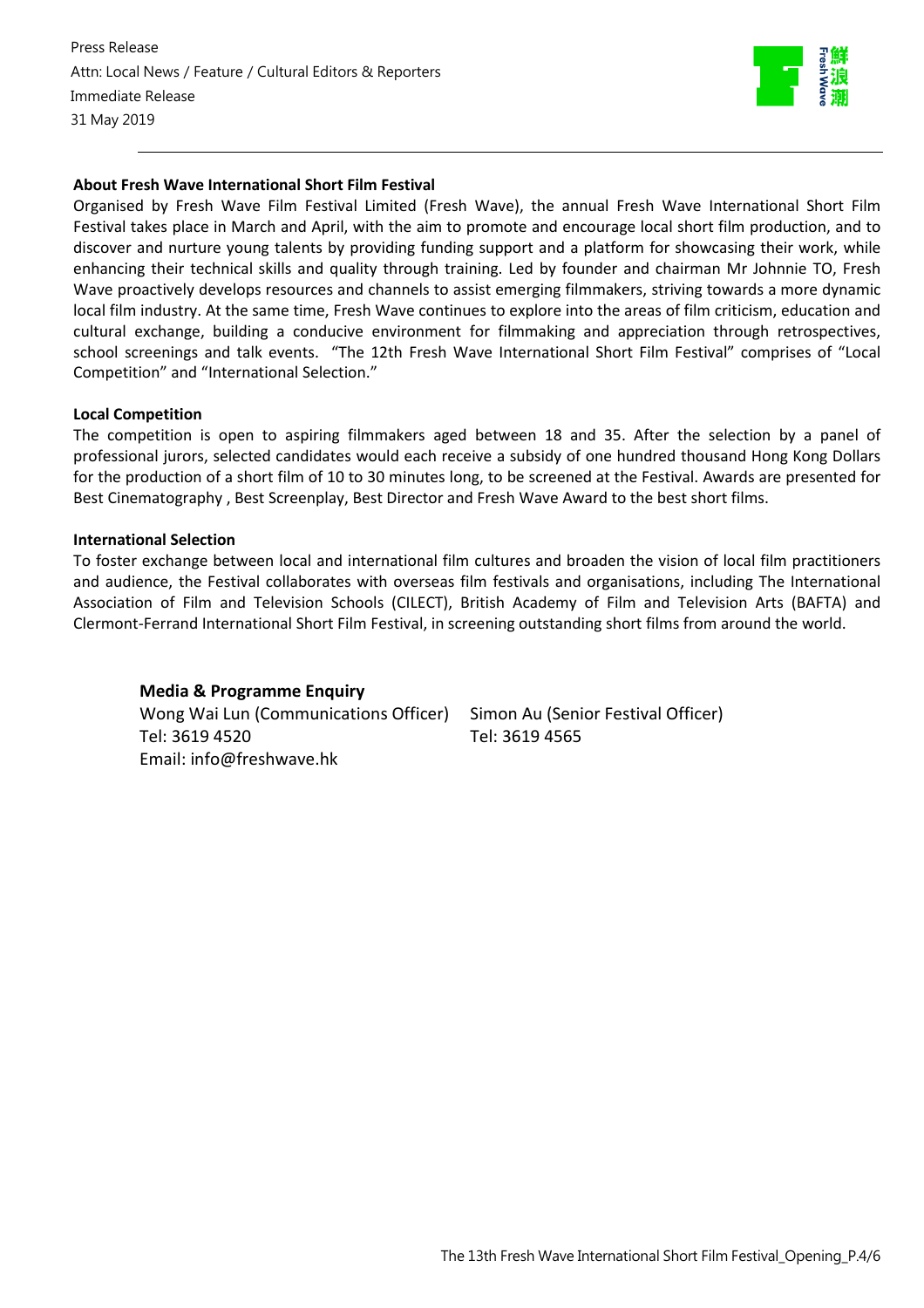Press Release
Attn: Local News / Feature / Cultural Editors & Reporters
Immediate Release
31 May 2019

**About Fresh Wave International Short Film Festival**

Organised by Fresh Wave Film Festival Limited (Fresh Wave), the annual Fresh Wave International Short Film Festival takes place in March and April, with the aim to promote and encourage local short film production, and to discover and nurture young talents by providing funding support and a platform for showcasing their work, while enhancing their technical skills and quality through training. Led by founder and chairman Mr Johnnie TO, Fresh Wave proactively develops resources and channels to assist emerging filmmakers, striving towards a more dynamic local film industry. At the same time, Fresh Wave continues to explore into the areas of film criticism, education and cultural exchange, building a conducive environment for filmmaking and appreciation through retrospectives, school screenings and talk events. "The 12th Fresh Wave International Short Film Festival" comprises of "Local Competition" and "International Selection."

**Local Competition**

The competition is open to aspiring filmmakers aged between 18 and 35. After the selection by a panel of professional jurors, selected candidates would each receive a subsidy of one hundred thousand Hong Kong Dollars for the production of a short film of 10 to 30 minutes long, to be screened at the Festival. Awards are presented for Best Cinematography , Best Screenplay, Best Director and Fresh Wave Award to the best short films.

**International Selection**

To foster exchange between local and international film cultures and broaden the vision of local film practitioners and audience, the Festival collaborates with overseas film festivals and organisations, including The International Association of Film and Television Schools (CILECT), British Academy of Film and Television Arts (BAFTA) and Clermont-Ferrand International Short Film Festival, in screening outstanding short films from around the world.

**Media & Programme Enquiry**

Wong Wai Lun (Communications Officer)
Tel: 3619 4520
Email: info@freshwave.hk

Simon Au (Senior Festival Officer)
Tel: 3619 4565